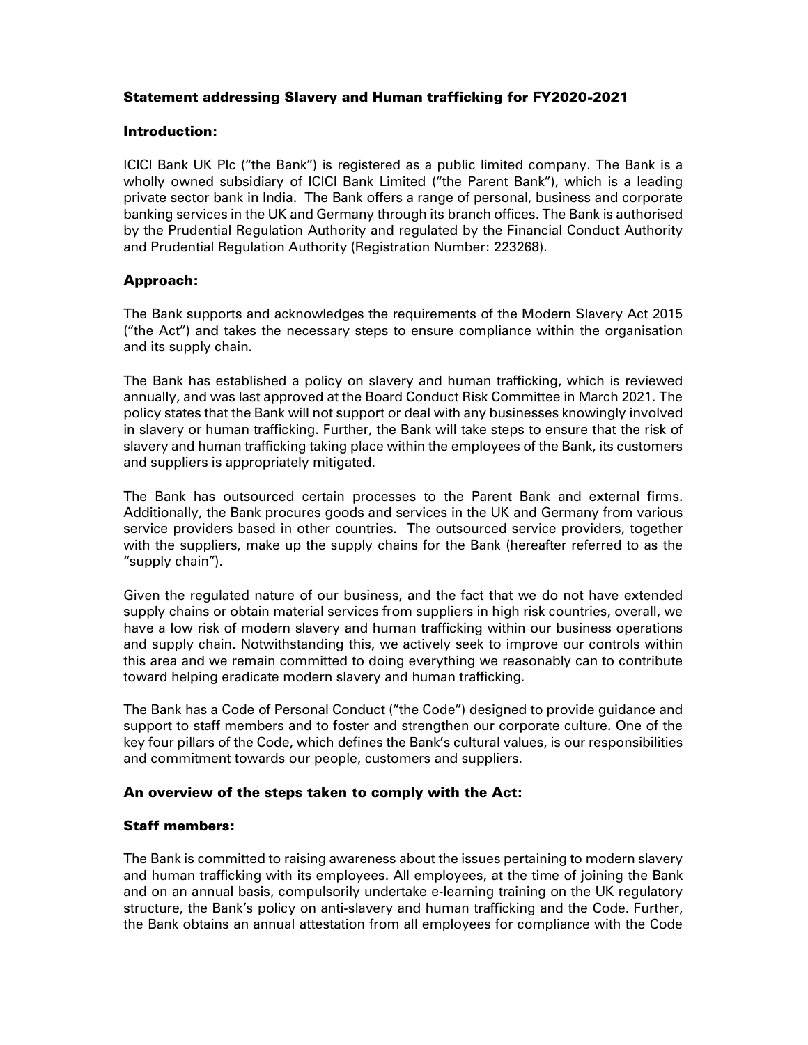# Statement addressing Slavery and Human trafficking for FY2020-2021

## Introduction:

ICICI Bank UK Plc ("the Bank") is registered as a public limited company. The Bank is a wholly owned subsidiary of ICICI Bank Limited ("the Parent Bank"), which is a leading private sector bank in India. The Bank offers a range of personal, business and corporate banking services in the UK and Germany through its branch offices. The Bank is authorised by the Prudential Regulation Authority and regulated by the Financial Conduct Authority and Prudential Regulation Authority (Registration Number: 223268).

## Approach:

The Bank supports and acknowledges the requirements of the Modern Slavery Act 2015 ("the Act") and takes the necessary steps to ensure compliance within the organisation and its supply chain.

The Bank has established a policy on slavery and human trafficking, which is reviewed annually, and was last approved at the Board Conduct Risk Committee in March 2021. The policy states that the Bank will not support or deal with any businesses knowingly involved in slavery or human trafficking. Further, the Bank will take steps to ensure that the risk of slavery and human trafficking taking place within the employees of the Bank, its customers and suppliers is appropriately mitigated.

The Bank has outsourced certain processes to the Parent Bank and external firms. Additionally, the Bank procures goods and services in the UK and Germany from various service providers based in other countries. The outsourced service providers, together with the suppliers, make up the supply chains for the Bank (hereafter referred to as the "supply chain").

Given the regulated nature of our business, and the fact that we do not have extended supply chains or obtain material services from suppliers in high risk countries, overall, we have a low risk of modern slavery and human trafficking within our business operations and supply chain. Notwithstanding this, we actively seek to improve our controls within this area and we remain committed to doing everything we reasonably can to contribute toward helping eradicate modern slavery and human trafficking.

The Bank has a Code of Personal Conduct ("the Code") designed to provide guidance and support to staff members and to foster and strengthen our corporate culture. One of the key four pillars of the Code, which defines the Bank's cultural values, is our responsibilities and commitment towards our people, customers and suppliers.

## An overview of the steps taken to comply with the Act:

### Staff members:

The Bank is committed to raising awareness about the issues pertaining to modern slavery and human trafficking with its employees. All employees, at the time of joining the Bank and on an annual basis, compulsorily undertake e-learning training on the UK regulatory structure, the Bank's policy on anti-slavery and human trafficking and the Code. Further, the Bank obtains an annual attestation from all employees for compliance with the Code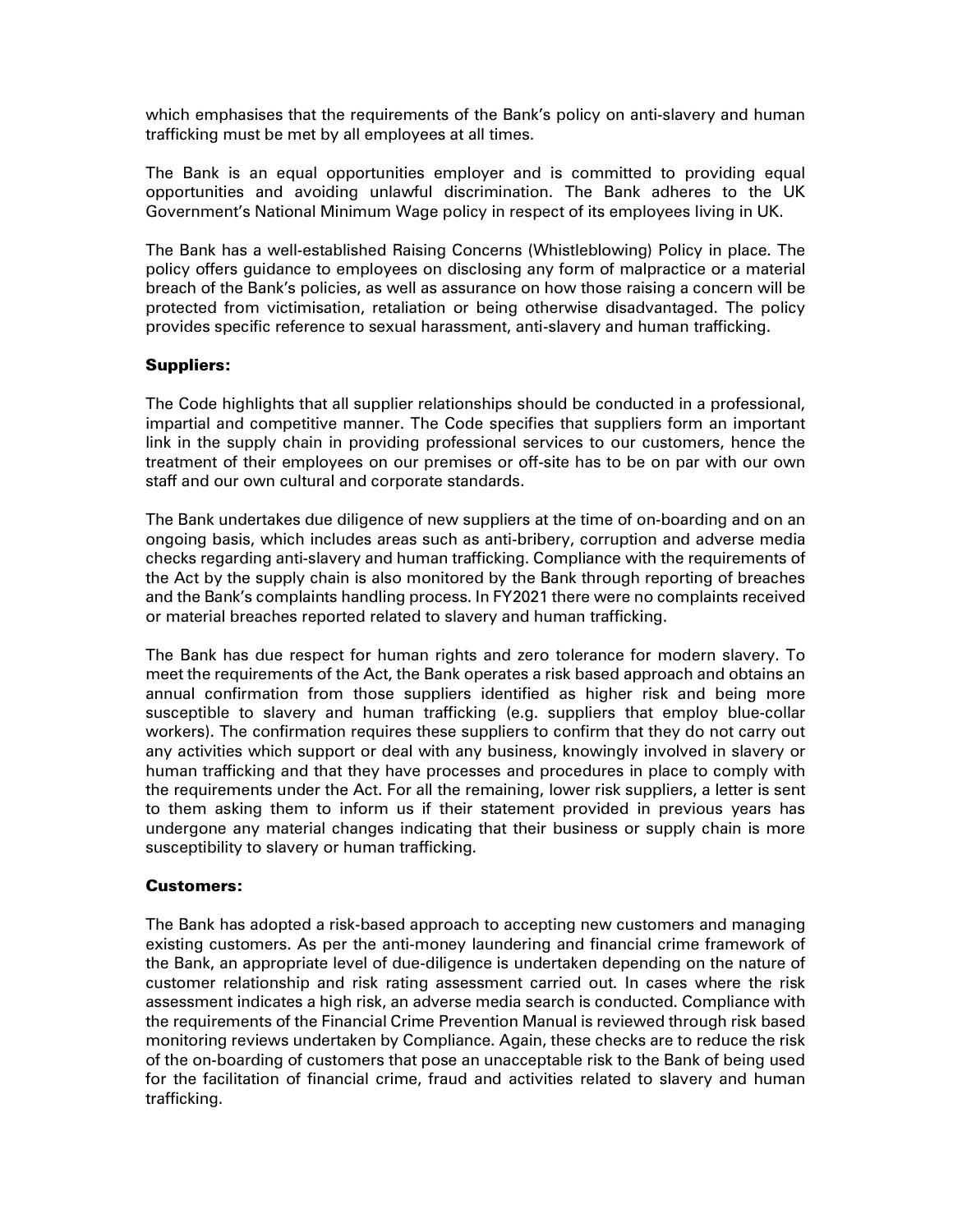which emphasises that the requirements of the Bank's policy on anti-slavery and human trafficking must be met by all employees at all times.

The Bank is an equal opportunities employer and is committed to providing equal opportunities and avoiding unlawful discrimination. The Bank adheres to the UK Government's National Minimum Wage policy in respect of its employees living in UK.

The Bank has a well-established Raising Concerns (Whistleblowing) Policy in place. The policy offers guidance to employees on disclosing any form of malpractice or a material breach of the Bank's policies, as well as assurance on how those raising a concern will be protected from victimisation, retaliation or being otherwise disadvantaged. The policy provides specific reference to sexual harassment, anti-slavery and human trafficking.

**Suppliers:**

The Code highlights that all supplier relationships should be conducted in a professional, impartial and competitive manner. The Code specifies that suppliers form an important link in the supply chain in providing professional services to our customers, hence the treatment of their employees on our premises or off-site has to be on par with our own staff and our own cultural and corporate standards.

The Bank undertakes due diligence of new suppliers at the time of on-boarding and on an ongoing basis, which includes areas such as anti-bribery, corruption and adverse media checks regarding anti-slavery and human trafficking. Compliance with the requirements of the Act by the supply chain is also monitored by the Bank through reporting of breaches and the Bank's complaints handling process. In FY2021 there were no complaints received or material breaches reported related to slavery and human trafficking.

The Bank has due respect for human rights and zero tolerance for modern slavery. To meet the requirements of the Act, the Bank operates a risk based approach and obtains an annual confirmation from those suppliers identified as higher risk and being more susceptible to slavery and human trafficking (e.g. suppliers that employ blue-collar workers). The confirmation requires these suppliers to confirm that they do not carry out any activities which support or deal with any business, knowingly involved in slavery or human trafficking and that they have processes and procedures in place to comply with the requirements under the Act. For all the remaining, lower risk suppliers, a letter is sent to them asking them to inform us if their statement provided in previous years has undergone any material changes indicating that their business or supply chain is more susceptibility to slavery or human trafficking.

**Customers:**

The Bank has adopted a risk-based approach to accepting new customers and managing existing customers. As per the anti-money laundering and financial crime framework of the Bank, an appropriate level of due-diligence is undertaken depending on the nature of customer relationship and risk rating assessment carried out. In cases where the risk assessment indicates a high risk, an adverse media search is conducted. Compliance with the requirements of the Financial Crime Prevention Manual is reviewed through risk based monitoring reviews undertaken by Compliance. Again, these checks are to reduce the risk of the on-boarding of customers that pose an unacceptable risk to the Bank of being used for the facilitation of financial crime, fraud and activities related to slavery and human trafficking.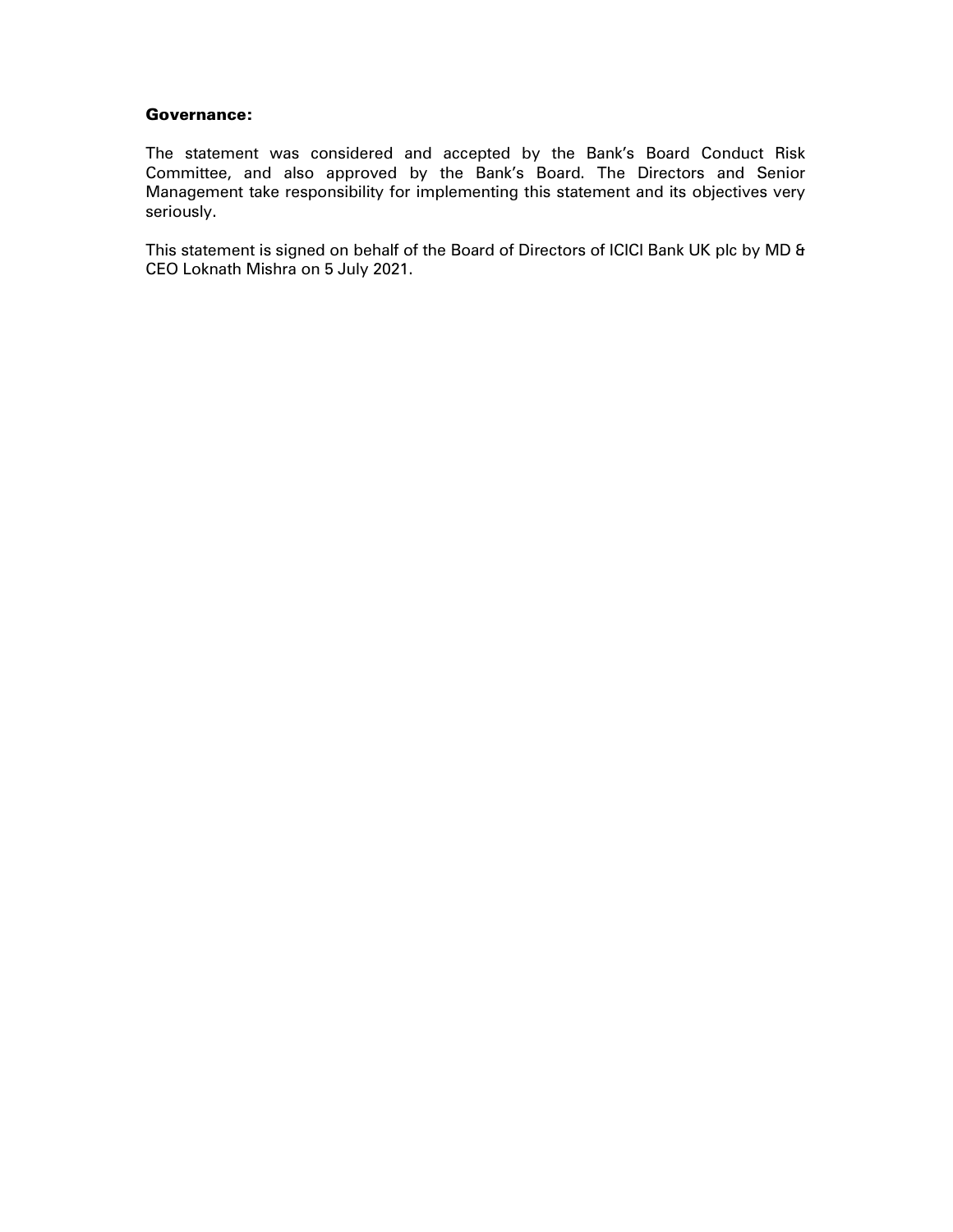**Governance:**

The statement was considered and accepted by the Bank's Board Conduct Risk Committee, and also approved by the Bank's Board. The Directors and Senior Management take responsibility for implementing this statement and its objectives very seriously.

This statement is signed on behalf of the Board of Directors of ICICI Bank UK plc by MD & CEO Loknath Mishra on 5 July 2021.